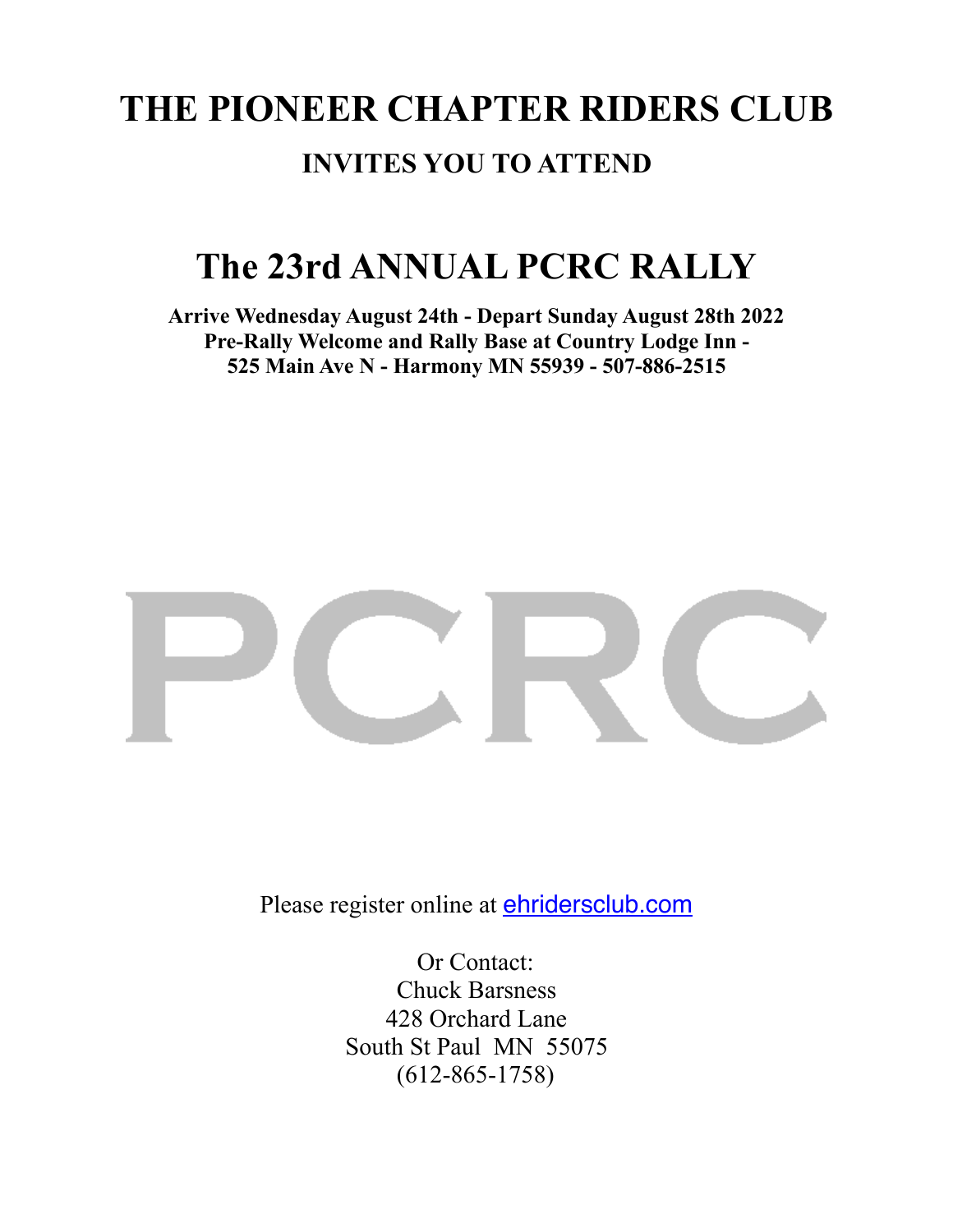# THE PIONEER CHAPTER RIDERS CLUB

## INVITES YOU TO ATTEND

# The 23rd ANNUAL PCRC RALLY

**Arrive Wednesday August 24th - Depart Sunday August 28th 2022**
**Pre-Rally Welcome and Rally Base at Country Lodge Inn -**
**525 Main Ave N - Harmony MN 55939 - 507-886-2515**

PCRC

Please register online at [ehridersclub.com](ehridersclub.com)

Or Contact:
Chuck Barsness
428 Orchard Lane
South St Paul MN 55075
(612-865-1758)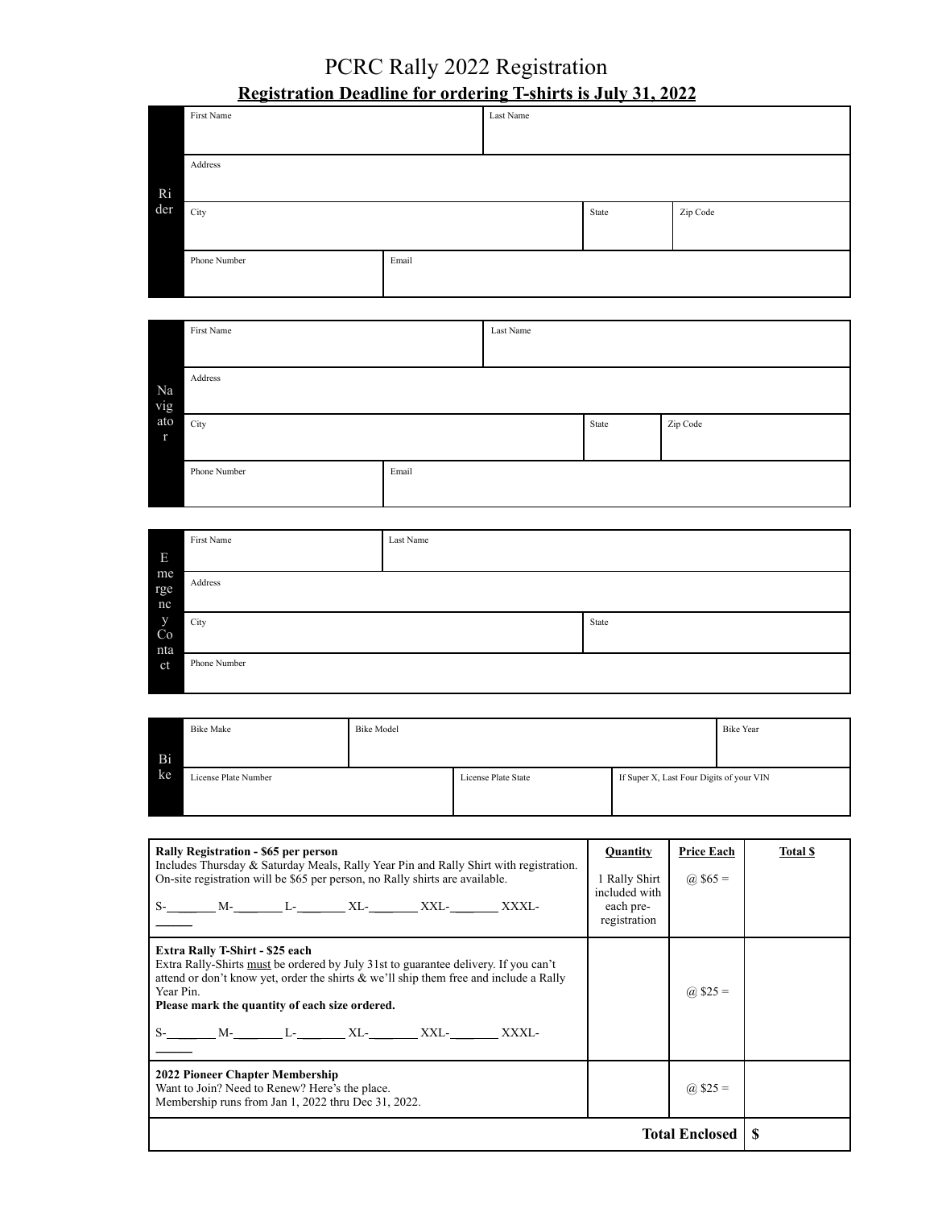# PCRC Rally 2022 Registration

**Registration Deadline for ordering T-shirts is July 31, 2022**

| Rider | | | | |
|---|---|---|---|---|
| First Name | | Last Name | | |
| Address | | | | |
| City | | | State | Zip Code |
| Phone Number | Email | | | |

| Navigator | | | | |
|---|---|---|---|---|
| First Name | | Last Name | | |
| Address | | | | |
| City | | | State | Zip Code |
| Phone Number | Email | | | |

| Emergency Contact | |
|---|---|
| First Name | Last Name |
| Address | |
| City | State |
| Phone Number | |

| Bike | | | |
|---|---|---|---|
| Bike Make | Bike Model | | Bike Year |
| License Plate Number | License Plate State | If Super X, Last Four Digits of your VIN | |

| | Quantity | Price Each | Total $ |
|---|---|---|---|
| **Rally Registration - $65 per person**<br>Includes Thursday & Saturday Meals, Rally Year Pin and Rally Shirt with registration.<br>On-site registration will be $65 per person, no Rally shirts are available.<br><br>S-_______ M-_______ L-_______ XL-_______ XXL-_______ XXXL-_______ | 1 Rally Shirt included with each pre-registration | @ $65 = | |
| **Extra Rally T-Shirt - $25 each**<br>Extra Rally-Shirts <u>must</u> be ordered by July 31st to guarantee delivery. If you can't attend or don't know yet, order the shirts & we'll ship them free and include a Rally Year Pin.<br>**Please mark the quantity of each size ordered.**<br><br>S-_______ M-_______ L-_______ XL-_______ XXL-_______ XXXL-_______ | | @ $25 = | |
| **2022 Pioneer Chapter Membership**<br>Want to Join? Need to Renew? Here's the place.<br>Membership runs from Jan 1, 2022 thru Dec 31, 2022. | | @ $25 = | |
| | | **Total Enclosed** | **$** |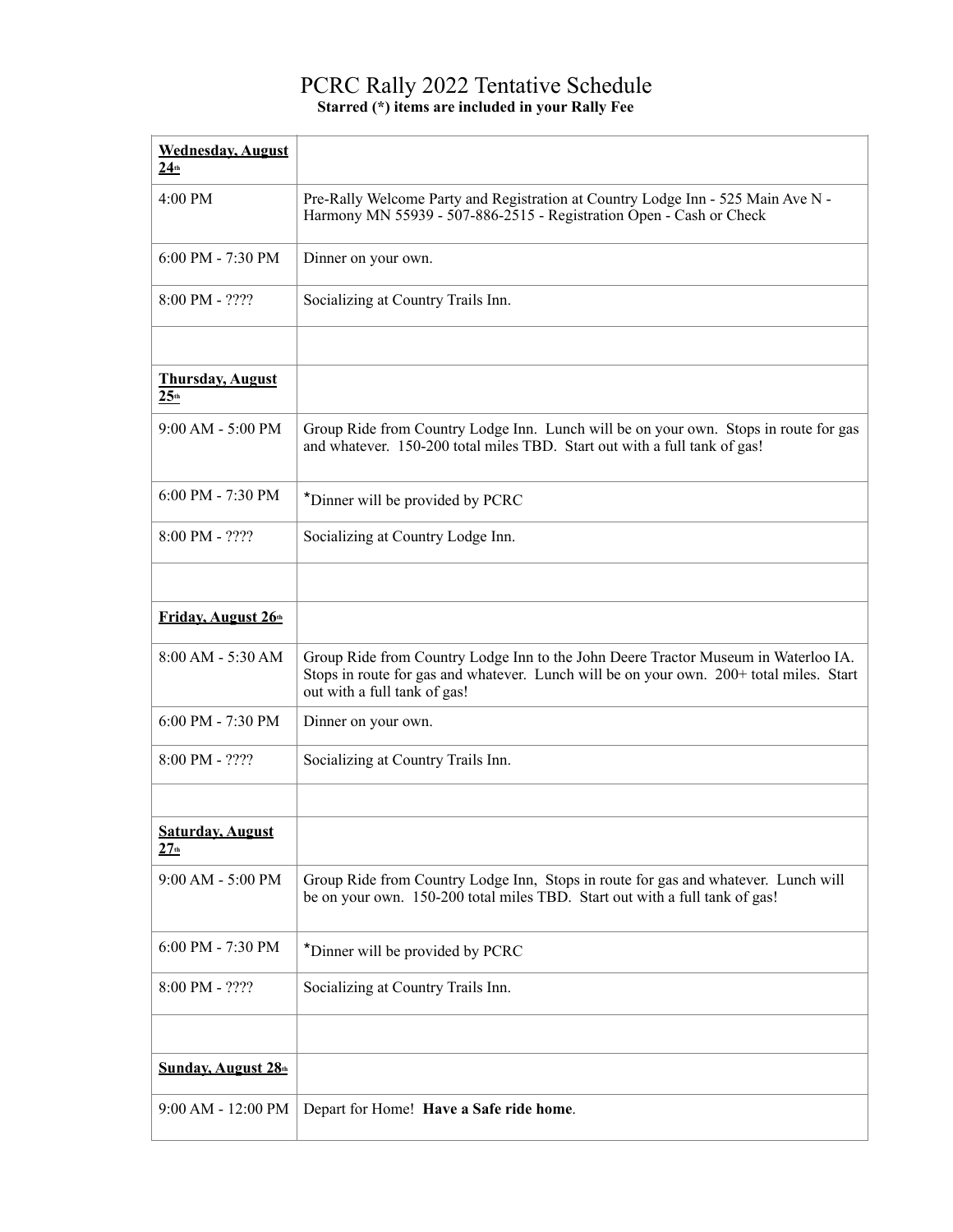# PCRC Rally 2022 Tentative Schedule

**Starred (*) items are included in your Rally Fee**

| **Wednesday, August 24th** | |
|---|---|
| 4:00 PM | Pre-Rally Welcome Party and Registration at Country Lodge Inn - 525 Main Ave N - Harmony MN 55939 - 507-886-2515 - Registration Open - Cash or Check |
| 6:00 PM - 7:30 PM | Dinner on your own. |
| 8:00 PM - ???? | Socializing at Country Trails Inn. |
| | |
| **Thursday, August 25th** | |
| 9:00 AM - 5:00 PM | Group Ride from Country Lodge Inn. Lunch will be on your own. Stops in route for gas and whatever. 150-200 total miles TBD. Start out with a full tank of gas! |
| 6:00 PM - 7:30 PM | *Dinner will be provided by PCRC |
| 8:00 PM - ???? | Socializing at Country Lodge Inn. |
| | |
| **Friday, August 26th** | |
| 8:00 AM - 5:30 AM | Group Ride from Country Lodge Inn to the John Deere Tractor Museum in Waterloo IA. Stops in route for gas and whatever. Lunch will be on your own. 200+ total miles. Start out with a full tank of gas! |
| 6:00 PM - 7:30 PM | Dinner on your own. |
| 8:00 PM - ???? | Socializing at Country Trails Inn. |
| | |
| **Saturday, August 27th** | |
| 9:00 AM - 5:00 PM | Group Ride from Country Lodge Inn, Stops in route for gas and whatever. Lunch will be on your own. 150-200 total miles TBD. Start out with a full tank of gas! |
| 6:00 PM - 7:30 PM | *Dinner will be provided by PCRC |
| 8:00 PM - ???? | Socializing at Country Trails Inn. |
| | |
| **Sunday, August 28th** | |
| 9:00 AM - 12:00 PM | Depart for Home! **Have a Safe ride home**. |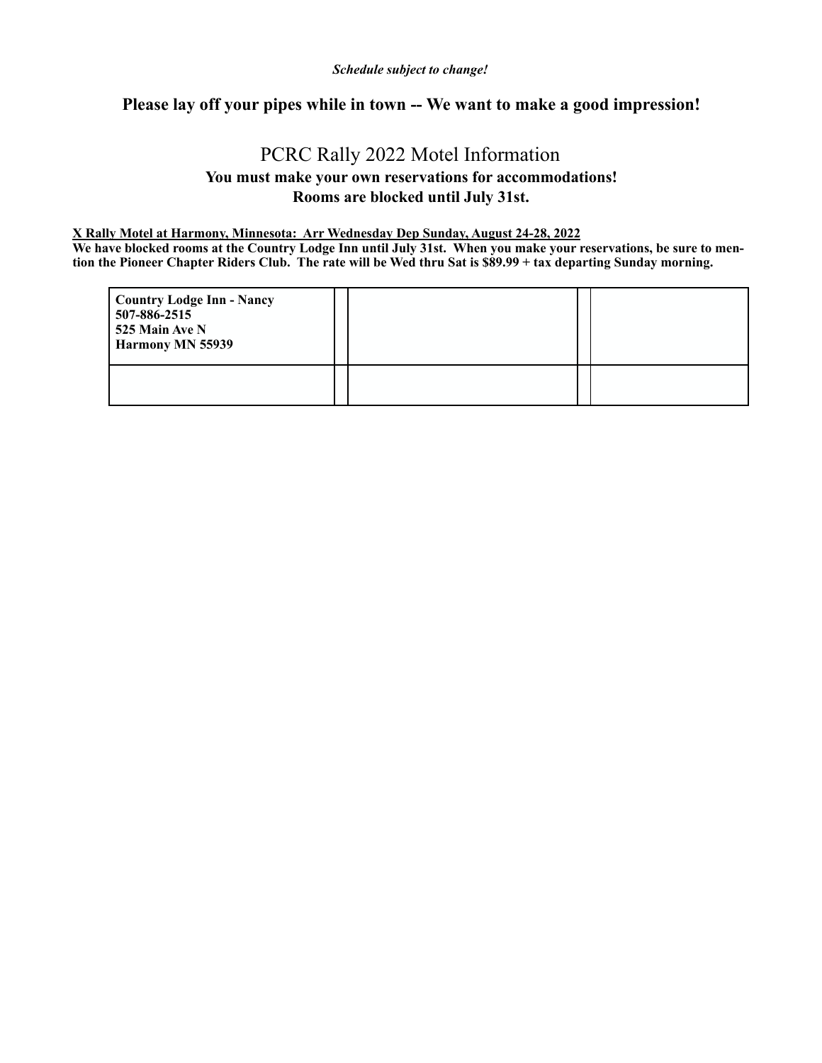***Schedule subject to change!***

**Please lay off your pipes while in town -- We want to make a good impression!**

# PCRC Rally 2022 Motel Information

**You must make your own reservations for accommodations!**

**Rooms are blocked until July 31st.**

**X Rally Motel at Harmony, Minnesota: Arr Wednesday Dep Sunday, August 24-28, 2022**

**We have blocked rooms at the Country Lodge Inn until July 31st. When you make your reservations, be sure to mention the Pioneer Chapter Riders Club. The rate will be Wed thru Sat is $89.99 + tax departing Sunday morning.**

| | | | | |
|---|---|---|---|---|
| **Country Lodge Inn - Nancy**<br>**507-886-2515**<br>**525 Main Ave N**<br>**Harmony MN 55939** | | | | |
| | | | | |